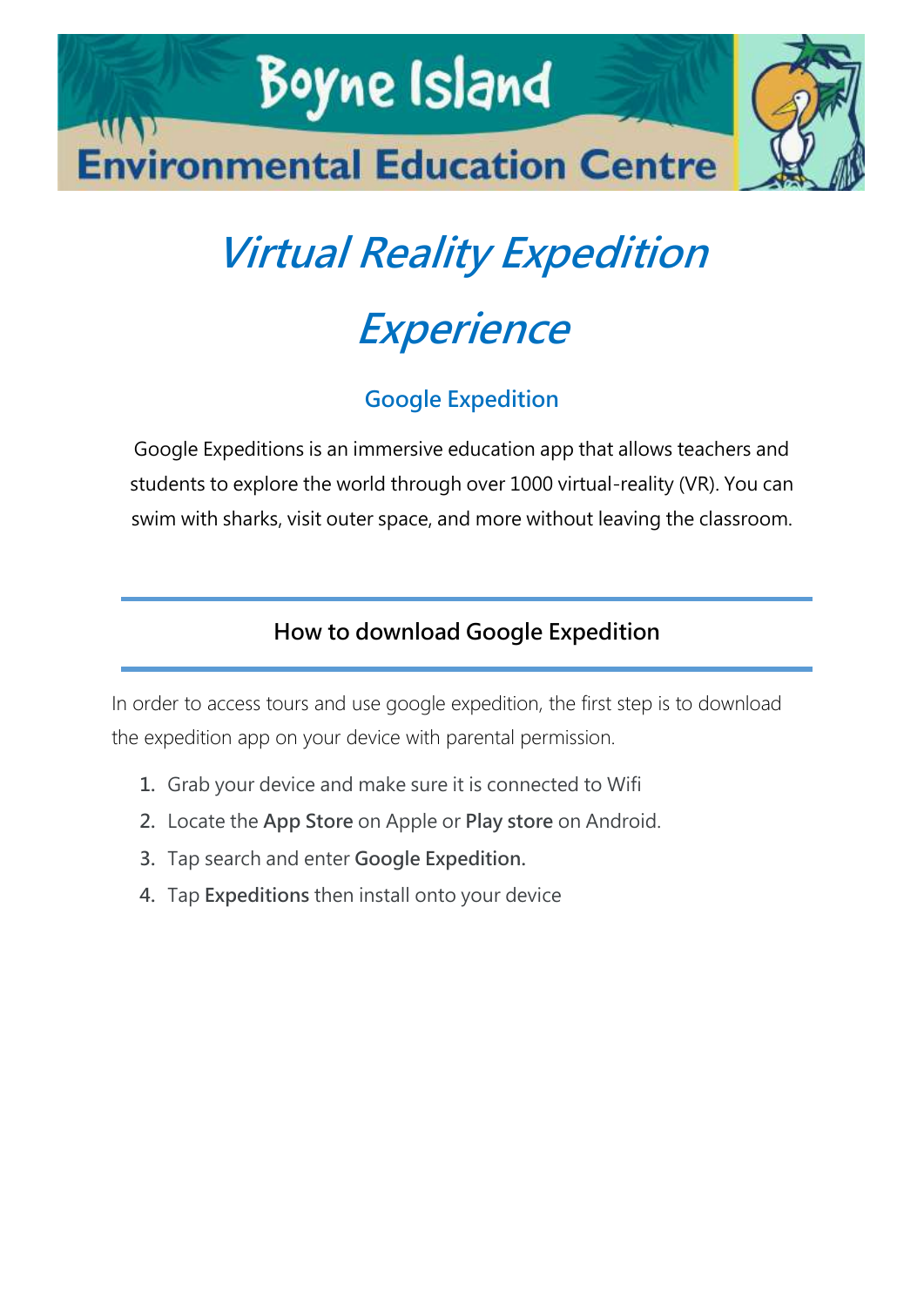Boyne Island

Environmental Education Centre

# *Virtual Reality Expedition Experience*

## Google Expedition

Google Expeditions is an immersive education app that allows teachers and students to explore the world through over 1000 virtual-reality (VR). You can swim with sharks, visit outer space, and more without leaving the classroom.

## How to download Google Expedition

In order to access tours and use google expedition, the first step is to download the expedition app on your device with parental permission.

1. Grab your device and make sure it is connected to Wifi
2. Locate the **App Store** on Apple or **Play store** on Android.
3. Tap search and enter **Google Expedition.**
4. Tap **Expeditions** then install onto your device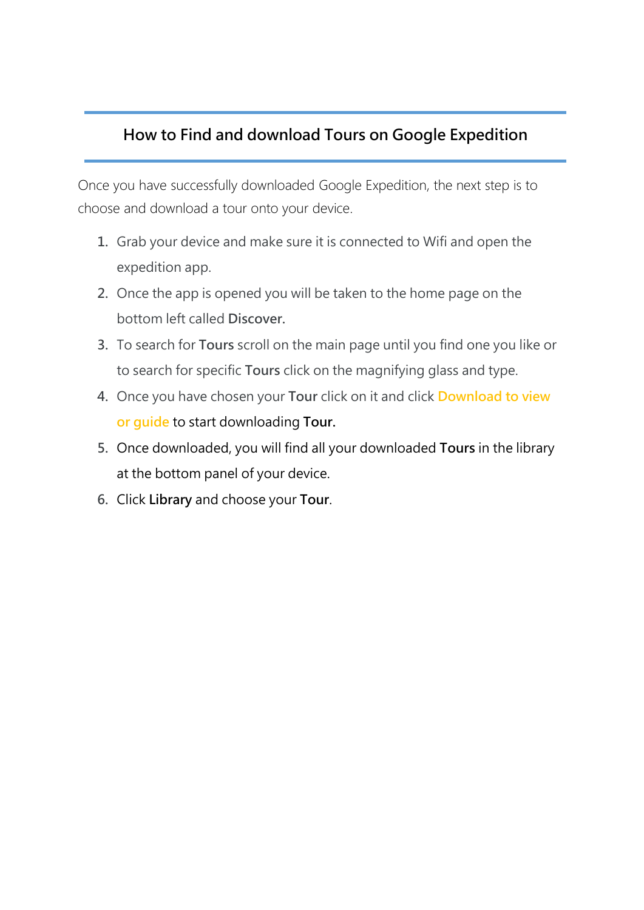## How to Find and download Tours on Google Expedition

Once you have successfully downloaded Google Expedition, the next step is to choose and download a tour onto your device.

1. Grab your device and make sure it is connected to Wifi and open the expedition app.
2. Once the app is opened you will be taken to the home page on the bottom left called **Discover.**
3. To search for **Tours** scroll on the main page until you find one you like or to search for specific **Tours** click on the magnifying glass and type.
4. Once you have chosen your **Tour** click on it and click Download to view or guide to start downloading **Tour.**
5. Once downloaded, you will find all your downloaded **Tours** in the library at the bottom panel of your device.
6. Click **Library** and choose your **Tour**.